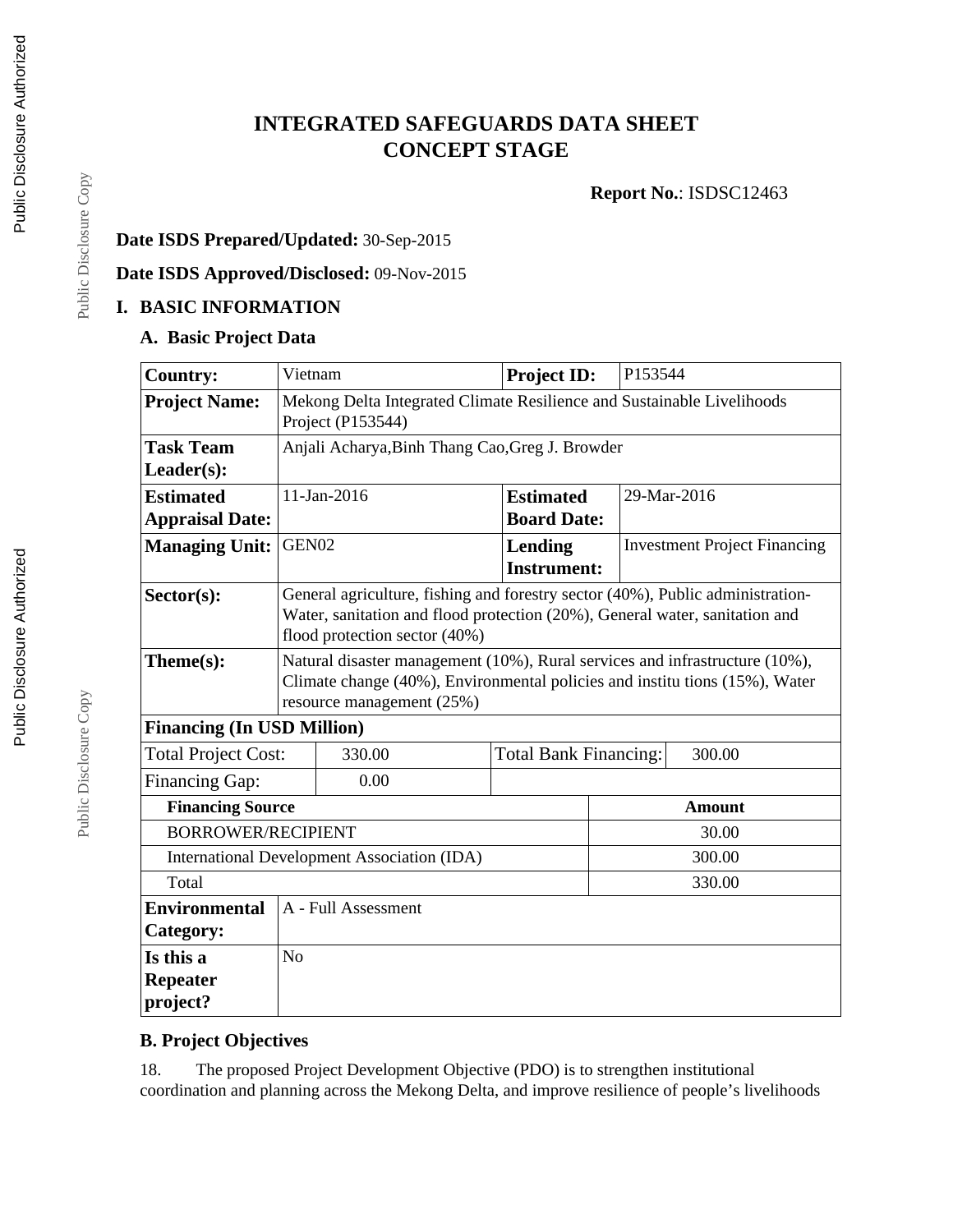# INTEGRATED SAFEGUARDS DATA SHEET
# CONCEPT STAGE

**Report No.**: ISDSC12463

**Date ISDS Prepared/Updated:** 30-Sep-2015

**Date ISDS Approved/Disclosed:** 09-Nov-2015

## I. BASIC INFORMATION

### A. Basic Project Data

| | | | |
|---|---|---|---|
| **Country:** | Vietnam | **Project ID:** | P153544 |
| **Project Name:** | Mekong Delta Integrated Climate Resilience and Sustainable Livelihoods Project (P153544) | | |
| **Task Team Leader(s):** | Anjali Acharya,Binh Thang Cao,Greg J. Browder | | |
| **Estimated Appraisal Date:** | 11-Jan-2016 | **Estimated Board Date:** | 29-Mar-2016 |
| **Managing Unit:** | GEN02 | **Lending Instrument:** | Investment Project Financing |
| **Sector(s):** | General agriculture, fishing and forestry sector (40%), Public administration- Water, sanitation and flood protection (20%), General water, sanitation and flood protection sector (40%) | | |
| **Theme(s):** | Natural disaster management (10%), Rural services and infrastructure (10%), Climate change (40%), Environmental policies and institu tions (15%), Water resource management (25%) | | |

**Financing (In USD Million)**

| | | | |
|---|---|---|---|
| Total Project Cost: | 330.00 | Total Bank Financing: | 300.00 |
| Financing Gap: | 0.00 | | |

| Financing Source | Amount |
|---|---|
| BORROWER/RECIPIENT | 30.00 |
| International Development Association (IDA) | 300.00 |
| Total | 330.00 |

| | |
|---|---|
| **Environmental Category:** | A - Full Assessment |
| **Is this a Repeater project?** | No |

### B. Project Objectives

18. The proposed Project Development Objective (PDO) is to strengthen institutional coordination and planning across the Mekong Delta, and improve resilience of people's livelihoods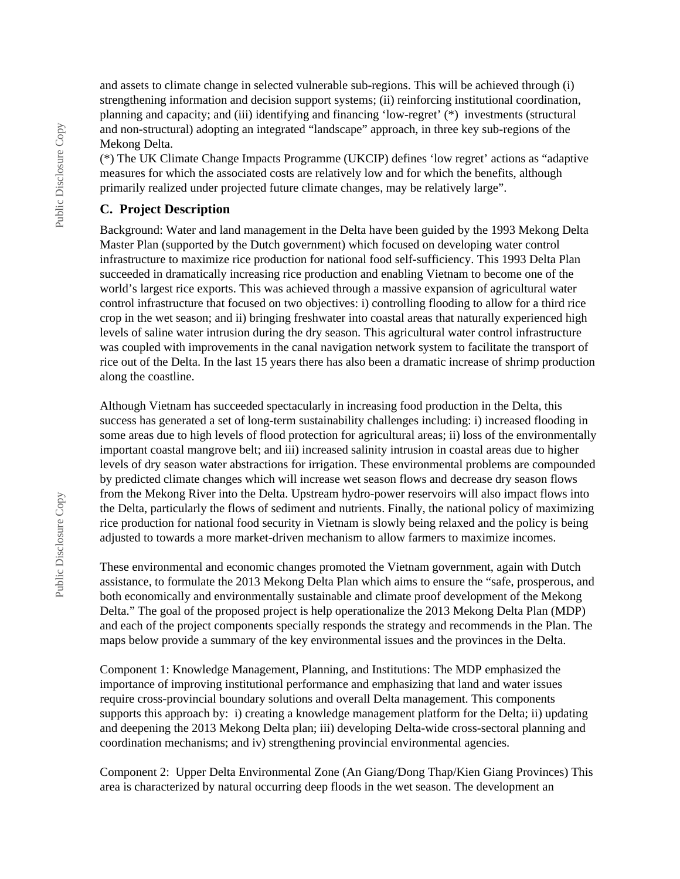and assets to climate change in selected vulnerable sub-regions. This will be achieved through (i) strengthening information and decision support systems; (ii) reinforcing institutional coordination, planning and capacity; and (iii) identifying and financing 'low-regret' (*) investments (structural and non-structural) adopting an integrated "landscape" approach, in three key sub-regions of the Mekong Delta.
(*) The UK Climate Change Impacts Programme (UKCIP) defines 'low regret' actions as "adaptive measures for which the associated costs are relatively low and for which the benefits, although primarily realized under projected future climate changes, may be relatively large".

## C. Project Description

Background: Water and land management in the Delta have been guided by the 1993 Mekong Delta Master Plan (supported by the Dutch government) which focused on developing water control infrastructure to maximize rice production for national food self-sufficiency. This 1993 Delta Plan succeeded in dramatically increasing rice production and enabling Vietnam to become one of the world's largest rice exports. This was achieved through a massive expansion of agricultural water control infrastructure that focused on two objectives: i) controlling flooding to allow for a third rice crop in the wet season; and ii) bringing freshwater into coastal areas that naturally experienced high levels of saline water intrusion during the dry season. This agricultural water control infrastructure was coupled with improvements in the canal navigation network system to facilitate the transport of rice out of the Delta. In the last 15 years there has also been a dramatic increase of shrimp production along the coastline.

Although Vietnam has succeeded spectacularly in increasing food production in the Delta, this success has generated a set of long-term sustainability challenges including: i) increased flooding in some areas due to high levels of flood protection for agricultural areas; ii) loss of the environmentally important coastal mangrove belt; and iii) increased salinity intrusion in coastal areas due to higher levels of dry season water abstractions for irrigation. These environmental problems are compounded by predicted climate changes which will increase wet season flows and decrease dry season flows from the Mekong River into the Delta. Upstream hydro-power reservoirs will also impact flows into the Delta, particularly the flows of sediment and nutrients. Finally, the national policy of maximizing rice production for national food security in Vietnam is slowly being relaxed and the policy is being adjusted to towards a more market-driven mechanism to allow farmers to maximize incomes.

These environmental and economic changes promoted the Vietnam government, again with Dutch assistance, to formulate the 2013 Mekong Delta Plan which aims to ensure the "safe, prosperous, and both economically and environmentally sustainable and climate proof development of the Mekong Delta." The goal of the proposed project is help operationalize the 2013 Mekong Delta Plan (MDP) and each of the project components specially responds the strategy and recommends in the Plan. The maps below provide a summary of the key environmental issues and the provinces in the Delta.

Component 1: Knowledge Management, Planning, and Institutions: The MDP emphasized the importance of improving institutional performance and emphasizing that land and water issues require cross-provincial boundary solutions and overall Delta management. This components supports this approach by: i) creating a knowledge management platform for the Delta; ii) updating and deepening the 2013 Mekong Delta plan; iii) developing Delta-wide cross-sectoral planning and coordination mechanisms; and iv) strengthening provincial environmental agencies.

Component 2: Upper Delta Environmental Zone (An Giang/Dong Thap/Kien Giang Provinces) This area is characterized by natural occurring deep floods in the wet season. The development an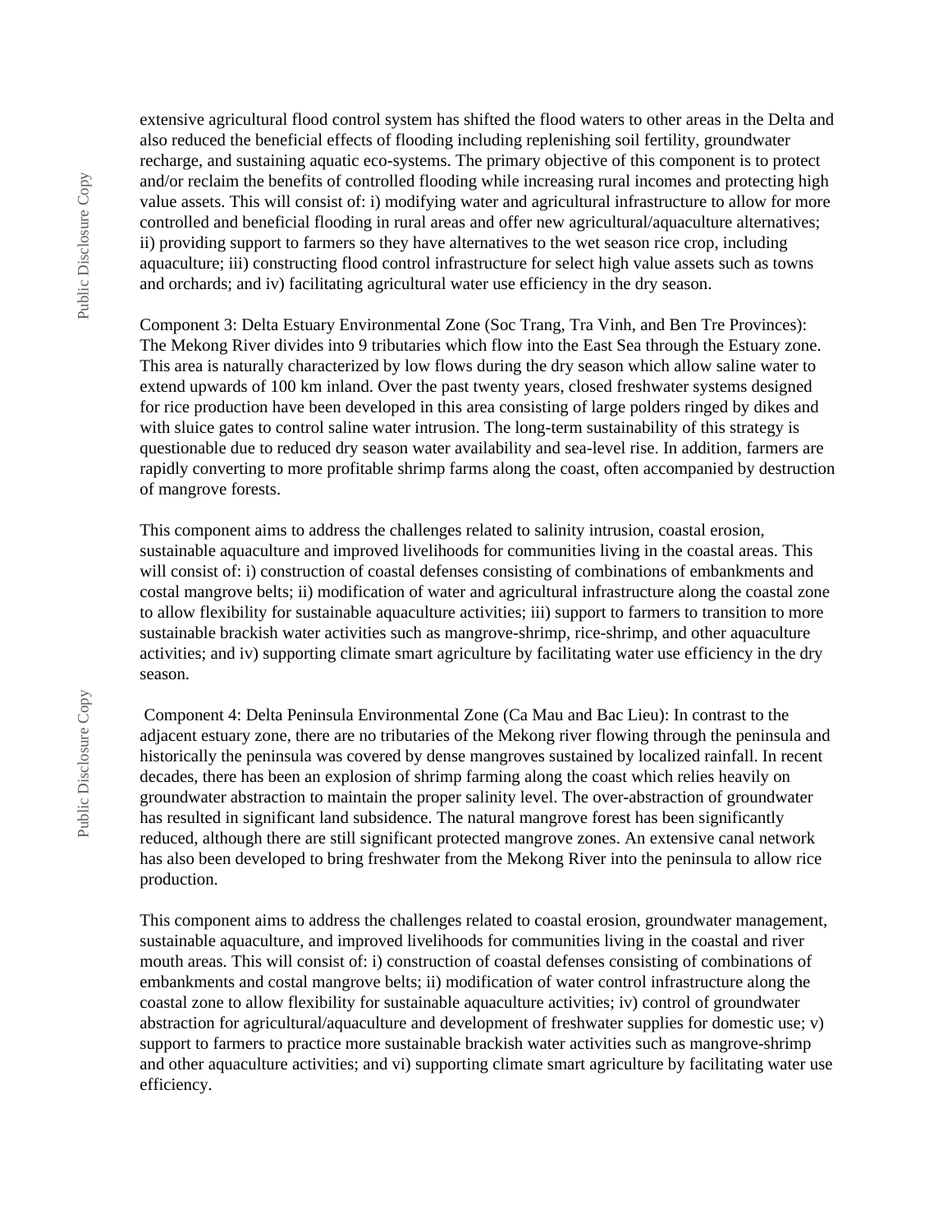extensive agricultural flood control system has shifted the flood waters to other areas in the Delta and also reduced the beneficial effects of flooding including replenishing soil fertility, groundwater recharge, and sustaining aquatic eco-systems. The primary objective of this component is to protect and/or reclaim the benefits of controlled flooding while increasing rural incomes and protecting high value assets. This will consist of: i) modifying water and agricultural infrastructure to allow for more controlled and beneficial flooding in rural areas and offer new agricultural/aquaculture alternatives; ii) providing support to farmers so they have alternatives to the wet season rice crop, including aquaculture; iii) constructing flood control infrastructure for select high value assets such as towns and orchards; and iv) facilitating agricultural water use efficiency in the dry season.

Component 3: Delta Estuary Environmental Zone (Soc Trang, Tra Vinh, and Ben Tre Provinces): The Mekong River divides into 9 tributaries which flow into the East Sea through the Estuary zone. This area is naturally characterized by low flows during the dry season which allow saline water to extend upwards of 100 km inland. Over the past twenty years, closed freshwater systems designed for rice production have been developed in this area consisting of large polders ringed by dikes and with sluice gates to control saline water intrusion. The long-term sustainability of this strategy is questionable due to reduced dry season water availability and sea-level rise. In addition, farmers are rapidly converting to more profitable shrimp farms along the coast, often accompanied by destruction of mangrove forests.

This component aims to address the challenges related to salinity intrusion, coastal erosion, sustainable aquaculture and improved livelihoods for communities living in the coastal areas. This will consist of: i) construction of coastal defenses consisting of combinations of embankments and costal mangrove belts; ii) modification of water and agricultural infrastructure along the coastal zone to allow flexibility for sustainable aquaculture activities; iii) support to farmers to transition to more sustainable brackish water activities such as mangrove-shrimp, rice-shrimp, and other aquaculture activities; and iv) supporting climate smart agriculture by facilitating water use efficiency in the dry season.

Component 4: Delta Peninsula Environmental Zone (Ca Mau and Bac Lieu): In contrast to the adjacent estuary zone, there are no tributaries of the Mekong river flowing through the peninsula and historically the peninsula was covered by dense mangroves sustained by localized rainfall. In recent decades, there has been an explosion of shrimp farming along the coast which relies heavily on groundwater abstraction to maintain the proper salinity level. The over-abstraction of groundwater has resulted in significant land subsidence. The natural mangrove forest has been significantly reduced, although there are still significant protected mangrove zones. An extensive canal network has also been developed to bring freshwater from the Mekong River into the peninsula to allow rice production.

This component aims to address the challenges related to coastal erosion, groundwater management, sustainable aquaculture, and improved livelihoods for communities living in the coastal and river mouth areas. This will consist of: i) construction of coastal defenses consisting of combinations of embankments and costal mangrove belts; ii) modification of water control infrastructure along the coastal zone to allow flexibility for sustainable aquaculture activities; iv) control of groundwater abstraction for agricultural/aquaculture and development of freshwater supplies for domestic use; v) support to farmers to practice more sustainable brackish water activities such as mangrove-shrimp and other aquaculture activities; and vi) supporting climate smart agriculture by facilitating water use efficiency.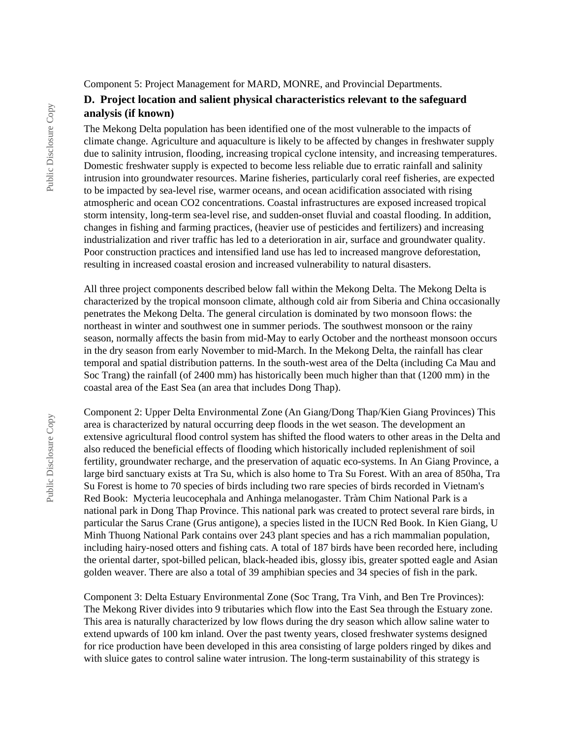Component 5: Project Management for MARD, MONRE, and Provincial Departments.

### D. Project location and salient physical characteristics relevant to the safeguard analysis (if known)

The Mekong Delta population has been identified one of the most vulnerable to the impacts of climate change. Agriculture and aquaculture is likely to be affected by changes in freshwater supply due to salinity intrusion, flooding, increasing tropical cyclone intensity, and increasing temperatures. Domestic freshwater supply is expected to become less reliable due to erratic rainfall and salinity intrusion into groundwater resources. Marine fisheries, particularly coral reef fisheries, are expected to be impacted by sea-level rise, warmer oceans, and ocean acidification associated with rising atmospheric and ocean $CO_2$ concentrations. Coastal infrastructures are exposed increased tropical storm intensity, long-term sea-level rise, and sudden-onset fluvial and coastal flooding. In addition, changes in fishing and farming practices, (heavier use of pesticides and fertilizers) and increasing industrialization and river traffic has led to a deterioration in air, surface and groundwater quality. Poor construction practices and intensified land use has led to increased mangrove deforestation, resulting in increased coastal erosion and increased vulnerability to natural disasters.

All three project components described below fall within the Mekong Delta. The Mekong Delta is characterized by the tropical monsoon climate, although cold air from Siberia and China occasionally penetrates the Mekong Delta. The general circulation is dominated by two monsoon flows: the northeast in winter and southwest one in summer periods. The southwest monsoon or the rainy season, normally affects the basin from mid-May to early October and the northeast monsoon occurs in the dry season from early November to mid-March. In the Mekong Delta, the rainfall has clear temporal and spatial distribution patterns. In the south-west area of the Delta (including Ca Mau and Soc Trang) the rainfall (of 2400 mm) has historically been much higher than that (1200 mm) in the coastal area of the East Sea (an area that includes Dong Thap).

Component 2: Upper Delta Environmental Zone (An Giang/Dong Thap/Kien Giang Provinces) This area is characterized by natural occurring deep floods in the wet season. The development an extensive agricultural flood control system has shifted the flood waters to other areas in the Delta and also reduced the beneficial effects of flooding which historically included replenishment of soil fertility, groundwater recharge, and the preservation of aquatic eco-systems. In An Giang Province, a large bird sanctuary exists at Tra Su, which is also home to Tra Su Forest. With an area of 850ha, Tra Su Forest is home to 70 species of birds including two rare species of birds recorded in Vietnam's Red Book: Mycteria leucocephala and Anhinga melanogaster. Tràm Chim National Park is a national park in Dong Thap Province. This national park was created to protect several rare birds, in particular the Sarus Crane (Grus antigone), a species listed in the IUCN Red Book. In Kien Giang, U Minh Thuong National Park contains over 243 plant species and has a rich mammalian population, including hairy-nosed otters and fishing cats. A total of 187 birds have been recorded here, including the oriental darter, spot-billed pelican, black-headed ibis, glossy ibis, greater spotted eagle and Asian golden weaver. There are also a total of 39 amphibian species and 34 species of fish in the park.

Component 3: Delta Estuary Environmental Zone (Soc Trang, Tra Vinh, and Ben Tre Provinces): The Mekong River divides into 9 tributaries which flow into the East Sea through the Estuary zone. This area is naturally characterized by low flows during the dry season which allow saline water to extend upwards of 100 km inland. Over the past twenty years, closed freshwater systems designed for rice production have been developed in this area consisting of large polders ringed by dikes and with sluice gates to control saline water intrusion. The long-term sustainability of this strategy is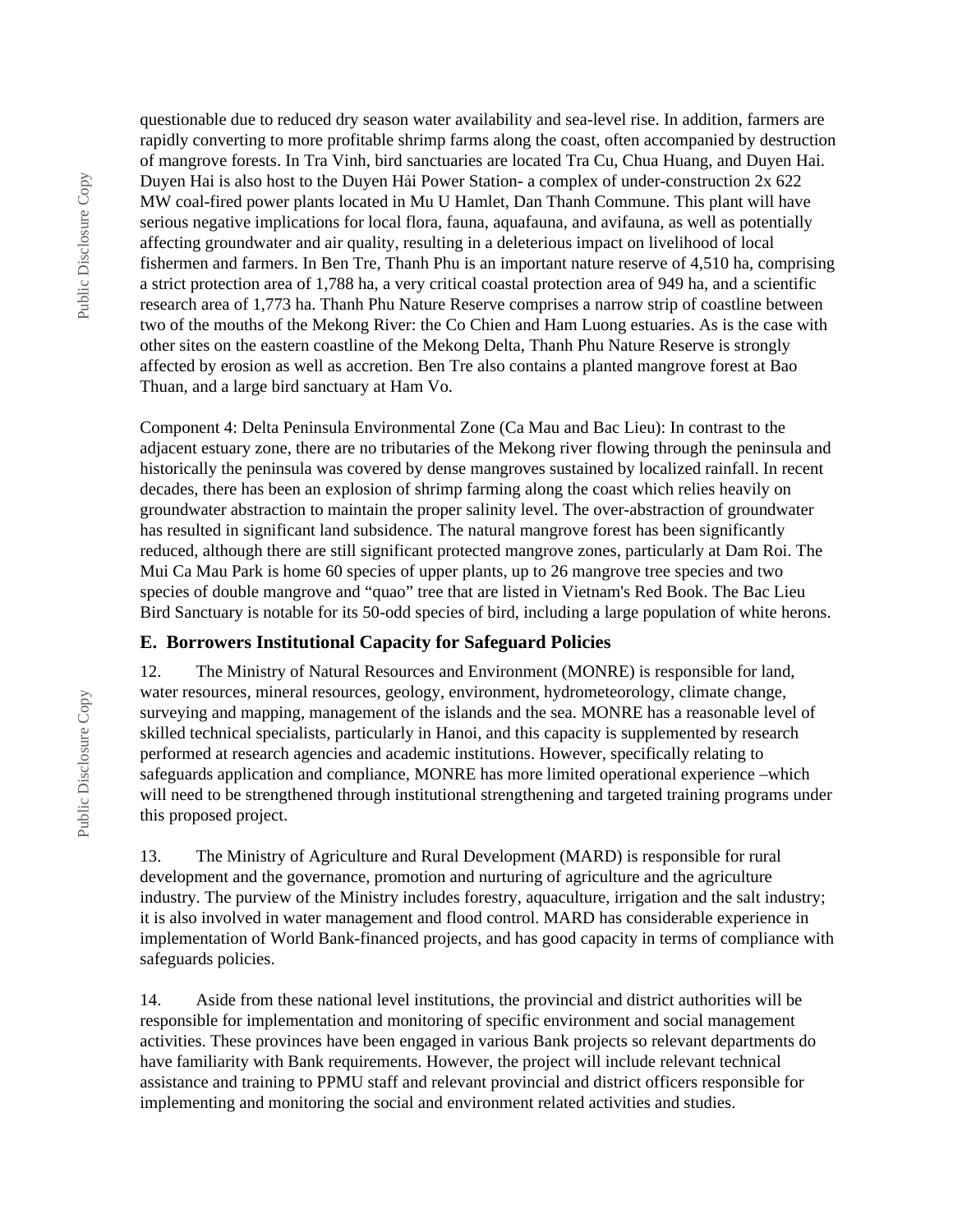questionable due to reduced dry season water availability and sea-level rise. In addition, farmers are rapidly converting to more profitable shrimp farms along the coast, often accompanied by destruction of mangrove forests. In Tra Vinh, bird sanctuaries are located Tra Cu, Chua Huang, and Duyen Hai. Duyen Hai is also host to the Duyen Hải Power Station- a complex of under-construction 2x 622 MW coal-fired power plants located in Mu U Hamlet, Dan Thanh Commune. This plant will have serious negative implications for local flora, fauna, aquafauna, and avifauna, as well as potentially affecting groundwater and air quality, resulting in a deleterious impact on livelihood of local fishermen and farmers. In Ben Tre, Thanh Phu is an important nature reserve of 4,510 ha, comprising a strict protection area of 1,788 ha, a very critical coastal protection area of 949 ha, and a scientific research area of 1,773 ha. Thanh Phu Nature Reserve comprises a narrow strip of coastline between two of the mouths of the Mekong River: the Co Chien and Ham Luong estuaries. As is the case with other sites on the eastern coastline of the Mekong Delta, Thanh Phu Nature Reserve is strongly affected by erosion as well as accretion. Ben Tre also contains a planted mangrove forest at Bao Thuan, and a large bird sanctuary at Ham Vo.

Component 4: Delta Peninsula Environmental Zone (Ca Mau and Bac Lieu): In contrast to the adjacent estuary zone, there are no tributaries of the Mekong river flowing through the peninsula and historically the peninsula was covered by dense mangroves sustained by localized rainfall. In recent decades, there has been an explosion of shrimp farming along the coast which relies heavily on groundwater abstraction to maintain the proper salinity level. The over-abstraction of groundwater has resulted in significant land subsidence. The natural mangrove forest has been significantly reduced, although there are still significant protected mangrove zones, particularly at Dam Roi. The Mui Ca Mau Park is home 60 species of upper plants, up to 26 mangrove tree species and two species of double mangrove and "quao" tree that are listed in Vietnam's Red Book. The Bac Lieu Bird Sanctuary is notable for its 50-odd species of bird, including a large population of white herons.

### E. Borrowers Institutional Capacity for Safeguard Policies

12. The Ministry of Natural Resources and Environment (MONRE) is responsible for land, water resources, mineral resources, geology, environment, hydrometeorology, climate change, surveying and mapping, management of the islands and the sea. MONRE has a reasonable level of skilled technical specialists, particularly in Hanoi, and this capacity is supplemented by research performed at research agencies and academic institutions. However, specifically relating to safeguards application and compliance, MONRE has more limited operational experience –which will need to be strengthened through institutional strengthening and targeted training programs under this proposed project.

13. The Ministry of Agriculture and Rural Development (MARD) is responsible for rural development and the governance, promotion and nurturing of agriculture and the agriculture industry. The purview of the Ministry includes forestry, aquaculture, irrigation and the salt industry; it is also involved in water management and flood control. MARD has considerable experience in implementation of World Bank-financed projects, and has good capacity in terms of compliance with safeguards policies.

14. Aside from these national level institutions, the provincial and district authorities will be responsible for implementation and monitoring of specific environment and social management activities. These provinces have been engaged in various Bank projects so relevant departments do have familiarity with Bank requirements. However, the project will include relevant technical assistance and training to PPMU staff and relevant provincial and district officers responsible for implementing and monitoring the social and environment related activities and studies.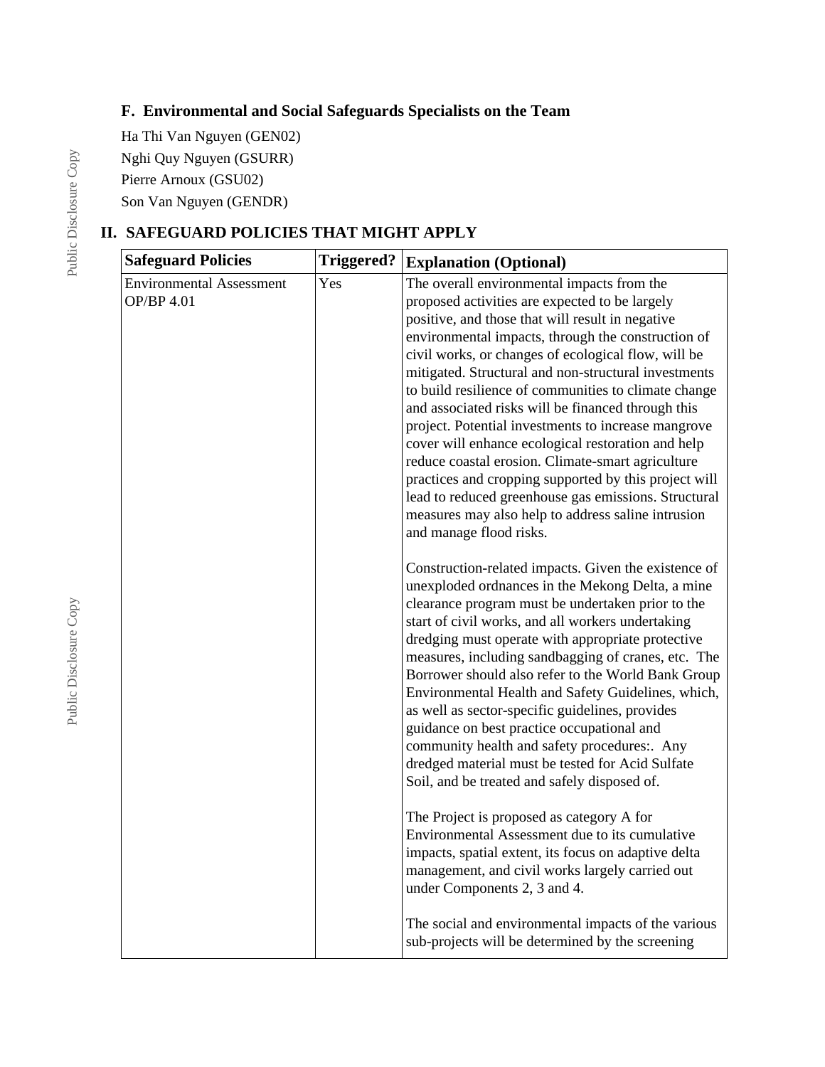### F. Environmental and Social Safeguards Specialists on the Team

Ha Thi Van Nguyen (GEN02)

Nghi Quy Nguyen (GSURR)

Pierre Arnoux (GSU02)

Son Van Nguyen (GENDR)

## II. SAFEGUARD POLICIES THAT MIGHT APPLY

| Safeguard Policies | Triggered? | Explanation (Optional) |
|---|---|---|
| Environmental Assessment OP/BP 4.01 | Yes | The overall environmental impacts from the proposed activities are expected to be largely positive, and those that will result in negative environmental impacts, through the construction of civil works, or changes of ecological flow, will be mitigated. Structural and non-structural investments to build resilience of communities to climate change and associated risks will be financed through this project. Potential investments to increase mangrove cover will enhance ecological restoration and help reduce coastal erosion. Climate-smart agriculture practices and cropping supported by this project will lead to reduced greenhouse gas emissions. Structural measures may also help to address saline intrusion and manage flood risks.<br><br>Construction-related impacts. Given the existence of unexploded ordnances in the Mekong Delta, a mine clearance program must be undertaken prior to the start of civil works, and all workers undertaking dredging must operate with appropriate protective measures, including sandbagging of cranes, etc. The Borrower should also refer to the World Bank Group Environmental Health and Safety Guidelines, which, as well as sector-specific guidelines, provides guidance on best practice occupational and community health and safety procedures:. Any dredged material must be tested for Acid Sulfate Soil, and be treated and safely disposed of.<br><br>The Project is proposed as category A for Environmental Assessment due to its cumulative impacts, spatial extent, its focus on adaptive delta management, and civil works largely carried out under Components 2, 3 and 4.<br><br>The social and environmental impacts of the various sub-projects will be determined by the screening |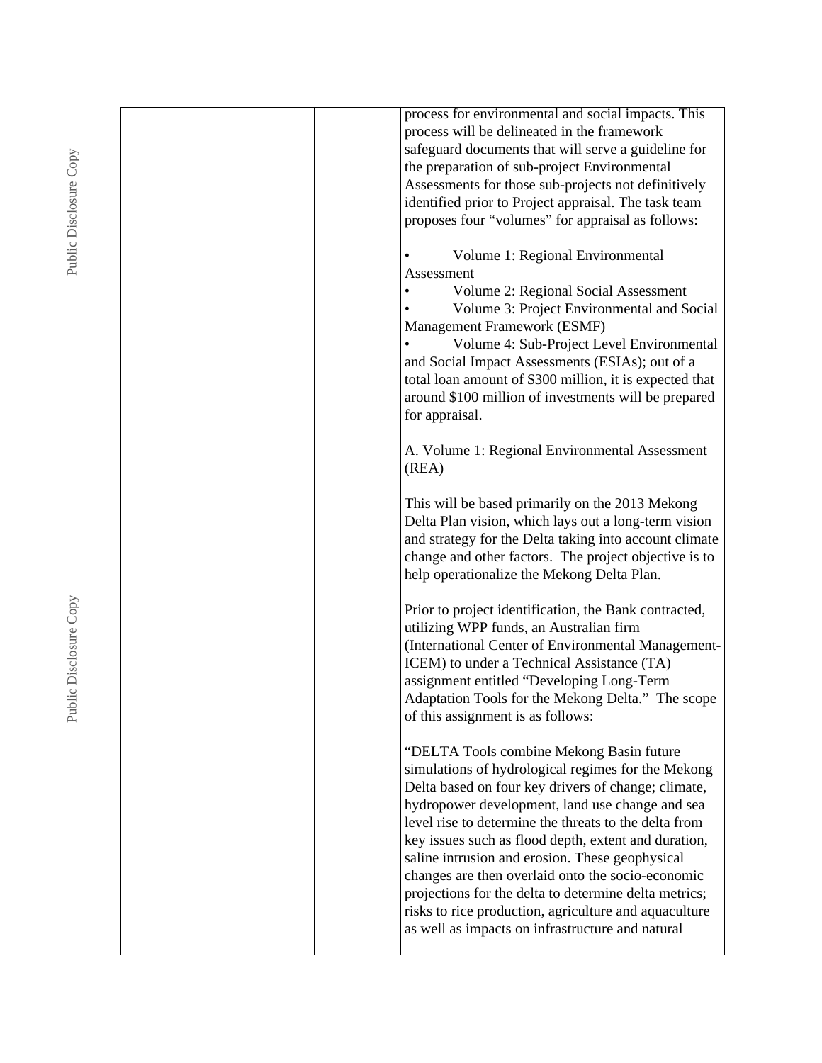| | | process for environmental and social impacts. This process will be delineated in the framework safeguard documents that will serve a guideline for the preparation of sub-project Environmental Assessments for those sub-projects not definitively identified prior to Project appraisal. The task team proposes four "volumes" for appraisal as follows:<br><br>• Volume 1: Regional Environmental Assessment<br>• Volume 2: Regional Social Assessment<br>• Volume 3: Project Environmental and Social Management Framework (ESMF)<br>• Volume 4: Sub-Project Level Environmental and Social Impact Assessments (ESIAs); out of a total loan amount of $300 million, it is expected that around $100 million of investments will be prepared for appraisal.<br><br>A. Volume 1: Regional Environmental Assessment (REA)<br><br>This will be based primarily on the 2013 Mekong Delta Plan vision, which lays out a long-term vision and strategy for the Delta taking into account climate change and other factors. The project objective is to help operationalize the Mekong Delta Plan.<br><br>Prior to project identification, the Bank contracted, utilizing WPP funds, an Australian firm (International Center of Environmental Management-ICEM) to under a Technical Assistance (TA) assignment entitled "Developing Long-Term Adaptation Tools for the Mekong Delta." The scope of this assignment is as follows:<br><br>"DELTA Tools combine Mekong Basin future simulations of hydrological regimes for the Mekong Delta based on four key drivers of change; climate, hydropower development, land use change and sea level rise to determine the threats to the delta from key issues such as flood depth, extent and duration, saline intrusion and erosion. These geophysical changes are then overlaid onto the socio-economic projections for the delta to determine delta metrics; risks to rice production, agriculture and aquaculture as well as impacts on infrastructure and natural |
|---|---|---|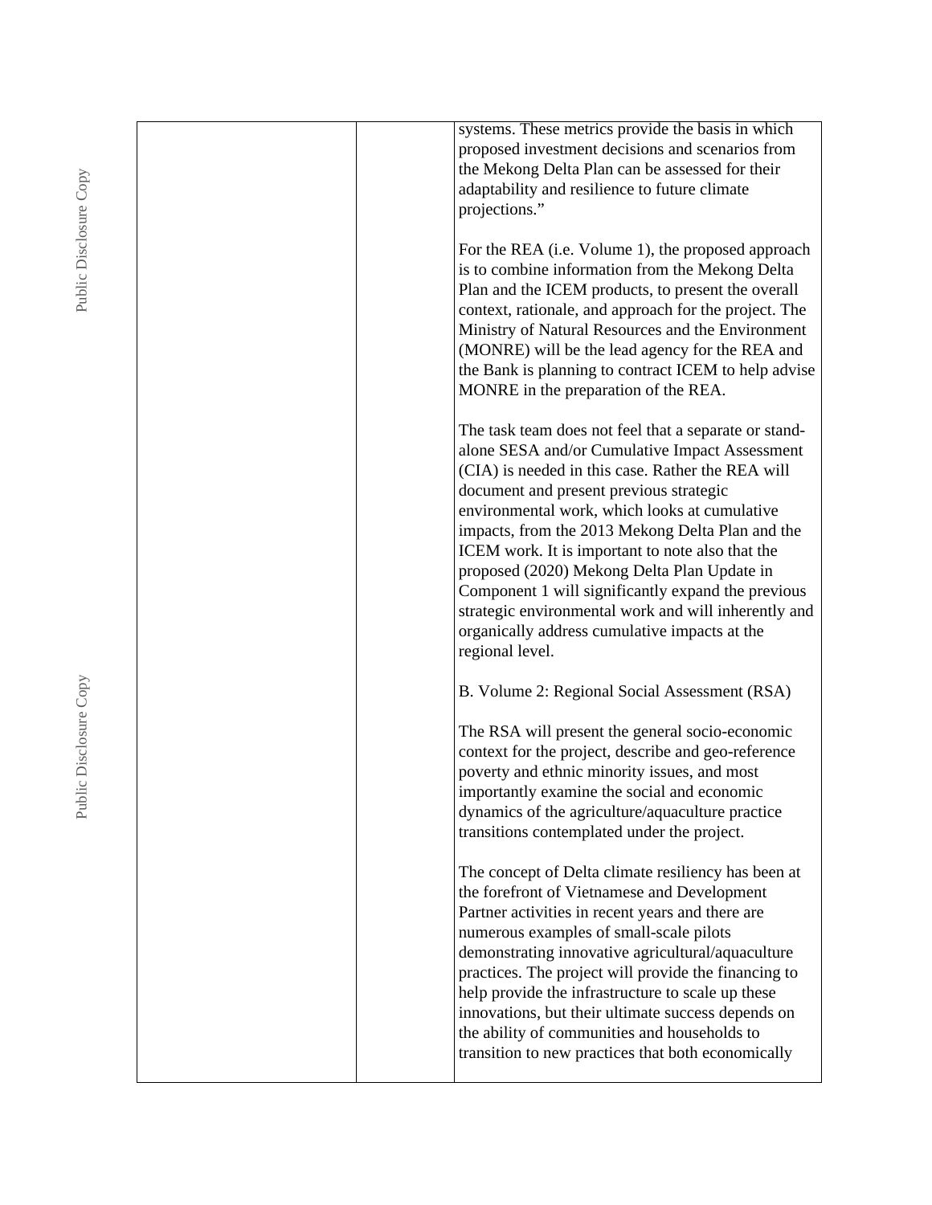| | | systems. These metrics provide the basis in which proposed investment decisions and scenarios from the Mekong Delta Plan can be assessed for their adaptability and resilience to future climate projections."<br><br>For the REA (i.e. Volume 1), the proposed approach is to combine information from the Mekong Delta Plan and the ICEM products, to present the overall context, rationale, and approach for the project. The Ministry of Natural Resources and the Environment (MONRE) will be the lead agency for the REA and the Bank is planning to contract ICEM to help advise MONRE in the preparation of the REA.<br><br>The task team does not feel that a separate or stand-alone SESA and/or Cumulative Impact Assessment (CIA) is needed in this case. Rather the REA will document and present previous strategic environmental work, which looks at cumulative impacts, from the 2013 Mekong Delta Plan and the ICEM work. It is important to note also that the proposed (2020) Mekong Delta Plan Update in Component 1 will significantly expand the previous strategic environmental work and will inherently and organically address cumulative impacts at the regional level.<br><br>B. Volume 2: Regional Social Assessment (RSA)<br><br>The RSA will present the general socio-economic context for the project, describe and geo-reference poverty and ethnic minority issues, and most importantly examine the social and economic dynamics of the agriculture/aquaculture practice transitions contemplated under the project.<br><br>The concept of Delta climate resiliency has been at the forefront of Vietnamese and Development Partner activities in recent years and there are numerous examples of small-scale pilots demonstrating innovative agricultural/aquaculture practices. The project will provide the financing to help provide the infrastructure to scale up these innovations, but their ultimate success depends on the ability of communities and households to transition to new practices that both economically |
|---|---|---|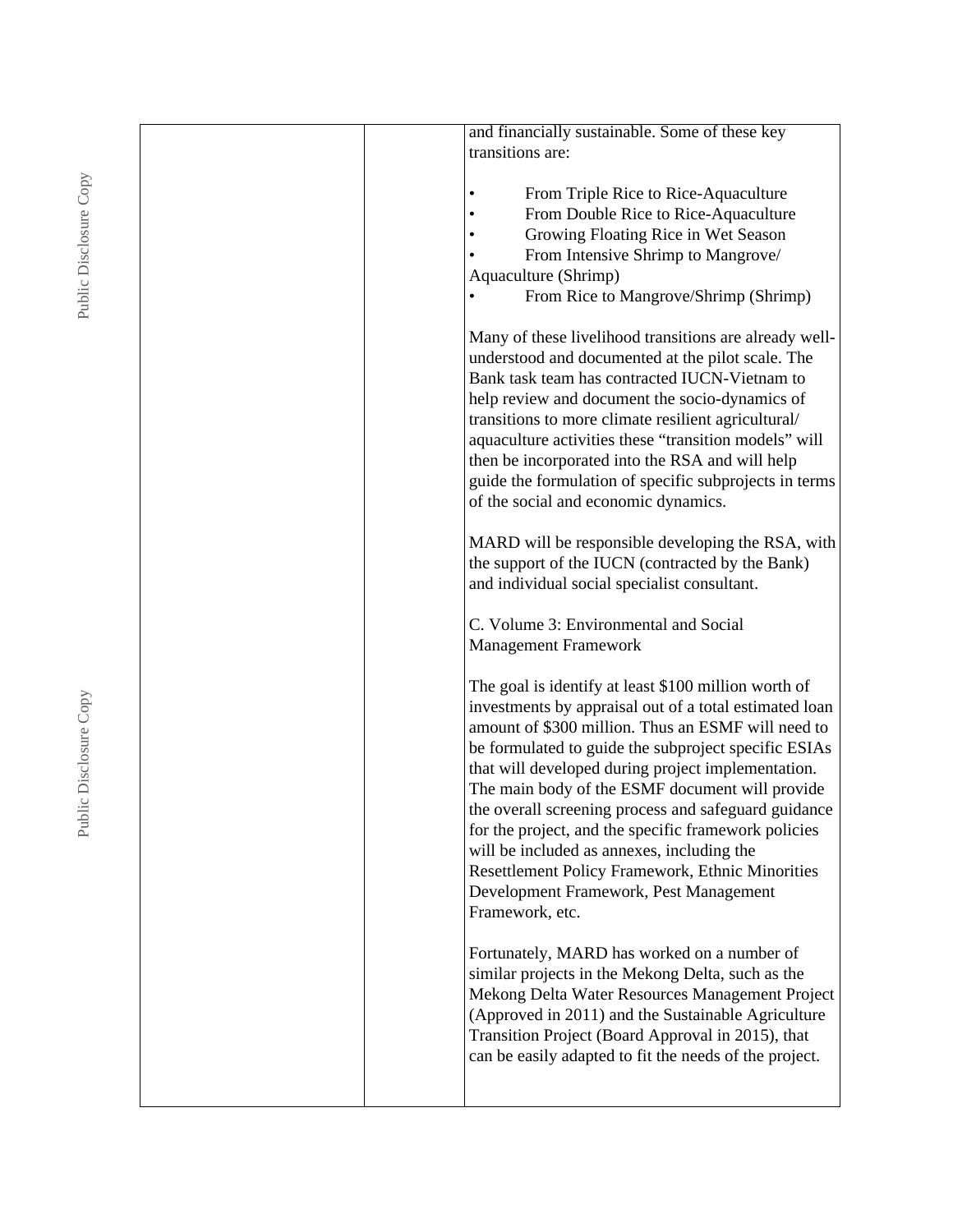| | | and financially sustainable. Some of these key transitions are:<br><br>• From Triple Rice to Rice-Aquaculture<br>• From Double Rice to Rice-Aquaculture<br>• Growing Floating Rice in Wet Season<br>• From Intensive Shrimp to Mangrove/ Aquaculture (Shrimp)<br>• From Rice to Mangrove/Shrimp (Shrimp)<br><br>Many of these livelihood transitions are already well-understood and documented at the pilot scale. The Bank task team has contracted IUCN-Vietnam to help review and document the socio-dynamics of transitions to more climate resilient agricultural/ aquaculture activities these "transition models" will then be incorporated into the RSA and will help guide the formulation of specific subprojects in terms of the social and economic dynamics.<br><br>MARD will be responsible developing the RSA, with the support of the IUCN (contracted by the Bank) and individual social specialist consultant.<br><br>C. Volume 3: Environmental and Social Management Framework<br><br>The goal is identify at least $100 million worth of investments by appraisal out of a total estimated loan amount of $300 million. Thus an ESMF will need to be formulated to guide the subproject specific ESIAs that will developed during project implementation. The main body of the ESMF document will provide the overall screening process and safeguard guidance for the project, and the specific framework policies will be included as annexes, including the Resettlement Policy Framework, Ethnic Minorities Development Framework, Pest Management Framework, etc.<br><br>Fortunately, MARD has worked on a number of similar projects in the Mekong Delta, such as the Mekong Delta Water Resources Management Project (Approved in 2011) and the Sustainable Agriculture Transition Project (Board Approval in 2015), that can be easily adapted to fit the needs of the project. |
|---|---|---|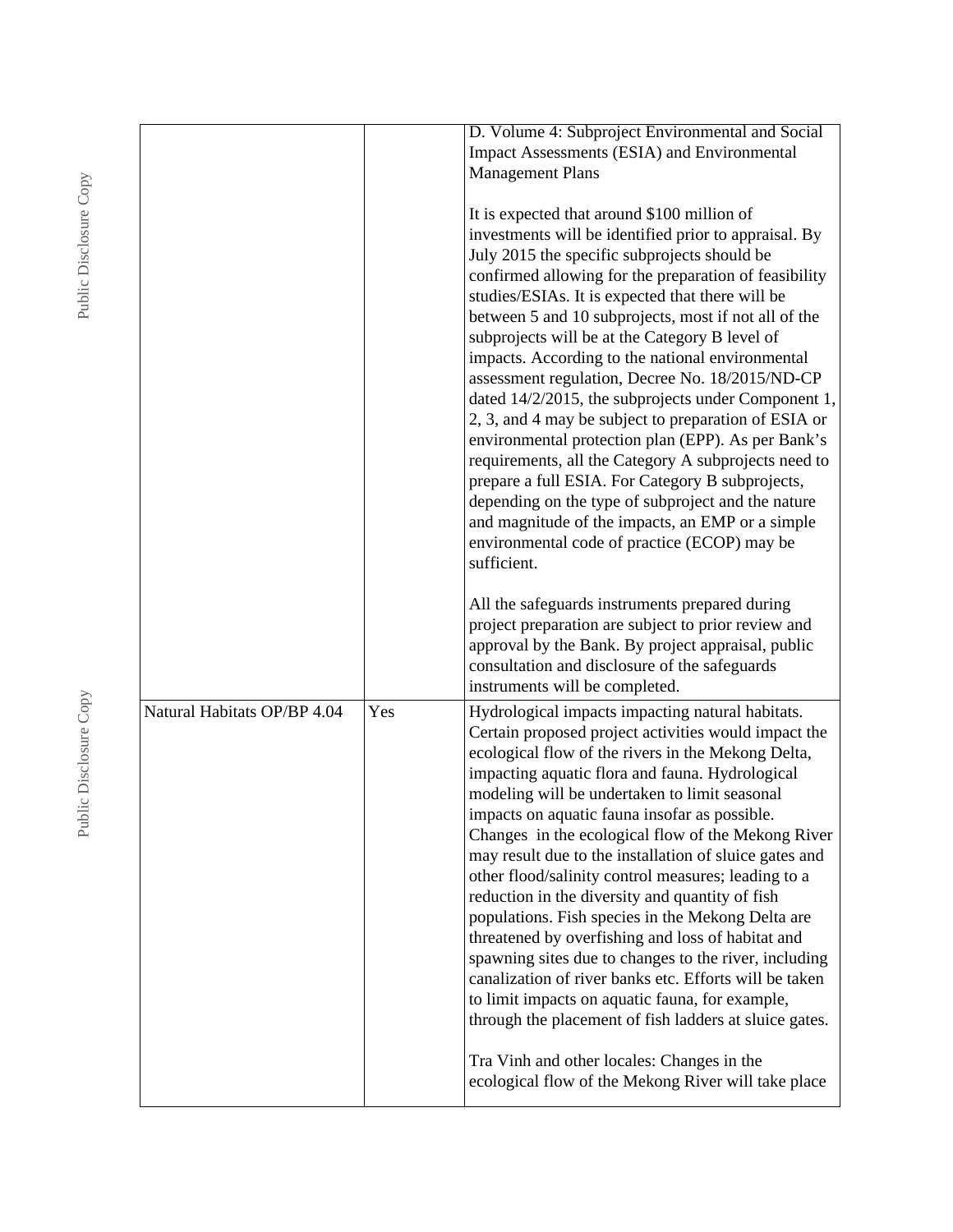| | | |
|---|---|---|
| | | D. Volume 4: Subproject Environmental and Social Impact Assessments (ESIA) and Environmental Management Plans<br><br>It is expected that around $100 million of investments will be identified prior to appraisal. By July 2015 the specific subprojects should be confirmed allowing for the preparation of feasibility studies/ESIAs. It is expected that there will be between 5 and 10 subprojects, most if not all of the subprojects will be at the Category B level of impacts. According to the national environmental assessment regulation, Decree No. 18/2015/ND-CP dated 14/2/2015, the subprojects under Component 1, 2, 3, and 4 may be subject to preparation of ESIA or environmental protection plan (EPP). As per Bank's requirements, all the Category A subprojects need to prepare a full ESIA. For Category B subprojects, depending on the type of subproject and the nature and magnitude of the impacts, an EMP or a simple environmental code of practice (ECOP) may be sufficient.<br><br>All the safeguards instruments prepared during project preparation are subject to prior review and approval by the Bank. By project appraisal, public consultation and disclosure of the safeguards instruments will be completed. |
| Natural Habitats OP/BP 4.04 | Yes | Hydrological impacts impacting natural habitats. Certain proposed project activities would impact the ecological flow of the rivers in the Mekong Delta, impacting aquatic flora and fauna. Hydrological modeling will be undertaken to limit seasonal impacts on aquatic fauna insofar as possible. Changes in the ecological flow of the Mekong River may result due to the installation of sluice gates and other flood/salinity control measures; leading to a reduction in the diversity and quantity of fish populations. Fish species in the Mekong Delta are threatened by overfishing and loss of habitat and spawning sites due to changes to the river, including canalization of river banks etc. Efforts will be taken to limit impacts on aquatic fauna, for example, through the placement of fish ladders at sluice gates.<br><br>Tra Vinh and other locales: Changes in the ecological flow of the Mekong River will take place |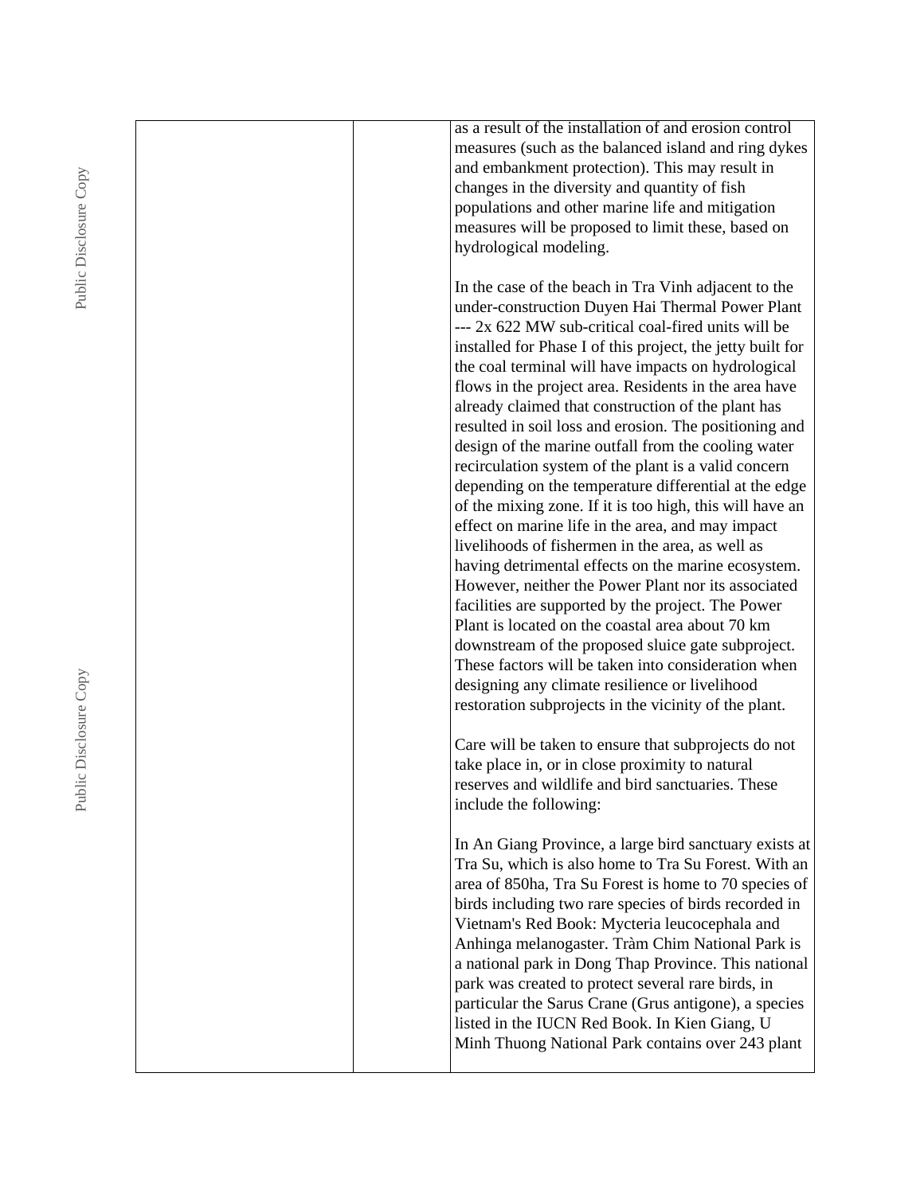| | | as a result of the installation of and erosion control measures (such as the balanced island and ring dykes and embankment protection). This may result in changes in the diversity and quantity of fish populations and other marine life and mitigation measures will be proposed to limit these, based on hydrological modeling.<br><br>In the case of the beach in Tra Vinh adjacent to the under-construction Duyen Hai Thermal Power Plant --- 2x 622 MW sub-critical coal-fired units will be installed for Phase I of this project, the jetty built for the coal terminal will have impacts on hydrological flows in the project area. Residents in the area have already claimed that construction of the plant has resulted in soil loss and erosion. The positioning and design of the marine outfall from the cooling water recirculation system of the plant is a valid concern depending on the temperature differential at the edge of the mixing zone. If it is too high, this will have an effect on marine life in the area, and may impact livelihoods of fishermen in the area, as well as having detrimental effects on the marine ecosystem. However, neither the Power Plant nor its associated facilities are supported by the project. The Power Plant is located on the coastal area about 70 km downstream of the proposed sluice gate subproject. These factors will be taken into consideration when designing any climate resilience or livelihood restoration subprojects in the vicinity of the plant.<br><br>Care will be taken to ensure that subprojects do not take place in, or in close proximity to natural reserves and wildlife and bird sanctuaries. These include the following:<br><br>In An Giang Province, a large bird sanctuary exists at Tra Su, which is also home to Tra Su Forest. With an area of 850ha, Tra Su Forest is home to 70 species of birds including two rare species of birds recorded in Vietnam's Red Book: Mycteria leucocephala and Anhinga melanogaster. Tràm Chim National Park is a national park in Dong Thap Province. This national park was created to protect several rare birds, in particular the Sarus Crane (Grus antigone), a species listed in the IUCN Red Book. In Kien Giang, U Minh Thuong National Park contains over 243 plant |
|---|---|---|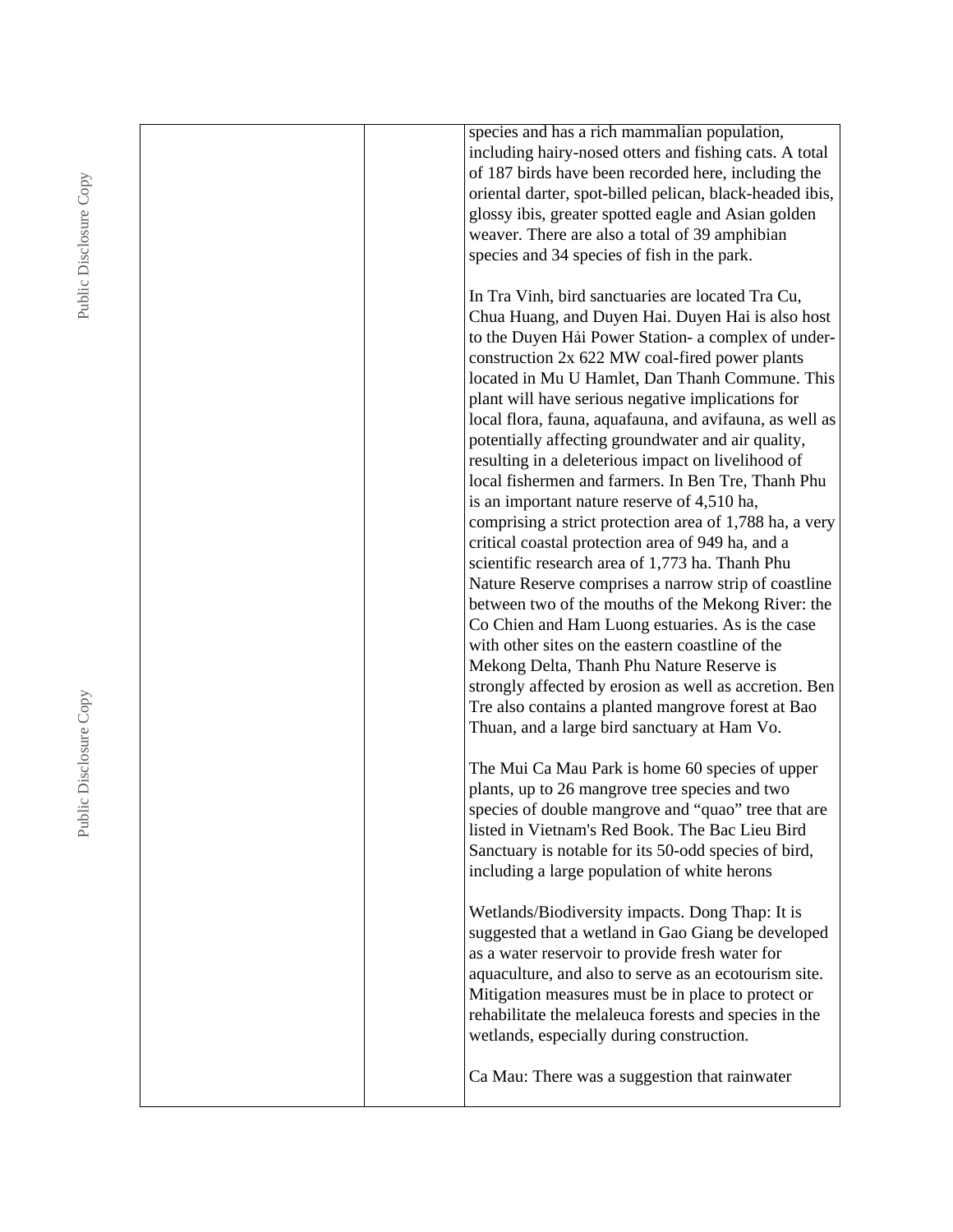| | | |
|---|---|---|
| | | species and has a rich mammalian population, including hairy-nosed otters and fishing cats. A total of 187 birds have been recorded here, including the oriental darter, spot-billed pelican, black-headed ibis, glossy ibis, greater spotted eagle and Asian golden weaver. There are also a total of 39 amphibian species and 34 species of fish in the park.<br><br>In Tra Vinh, bird sanctuaries are located Tra Cu, Chua Huang, and Duyen Hai. Duyen Hai is also host to the Duyen Hải Power Station- a complex of under-construction 2x 622 MW coal-fired power plants located in Mu U Hamlet, Dan Thanh Commune. This plant will have serious negative implications for local flora, fauna, aquafauna, and avifauna, as well as potentially affecting groundwater and air quality, resulting in a deleterious impact on livelihood of local fishermen and farmers. In Ben Tre, Thanh Phu is an important nature reserve of 4,510 ha, comprising a strict protection area of 1,788 ha, a very critical coastal protection area of 949 ha, and a scientific research area of 1,773 ha. Thanh Phu Nature Reserve comprises a narrow strip of coastline between two of the mouths of the Mekong River: the Co Chien and Ham Luong estuaries. As is the case with other sites on the eastern coastline of the Mekong Delta, Thanh Phu Nature Reserve is strongly affected by erosion as well as accretion. Ben Tre also contains a planted mangrove forest at Bao Thuan, and a large bird sanctuary at Ham Vo.<br><br>The Mui Ca Mau Park is home 60 species of upper plants, up to 26 mangrove tree species and two species of double mangrove and "quao" tree that are listed in Vietnam's Red Book. The Bac Lieu Bird Sanctuary is notable for its 50-odd species of bird, including a large population of white herons<br><br>Wetlands/Biodiversity impacts. Dong Thap: It is suggested that a wetland in Gao Giang be developed as a water reservoir to provide fresh water for aquaculture, and also to serve as an ecotourism site. Mitigation measures must be in place to protect or rehabilitate the melaleuca forests and species in the wetlands, especially during construction.<br><br>Ca Mau: There was a suggestion that rainwater |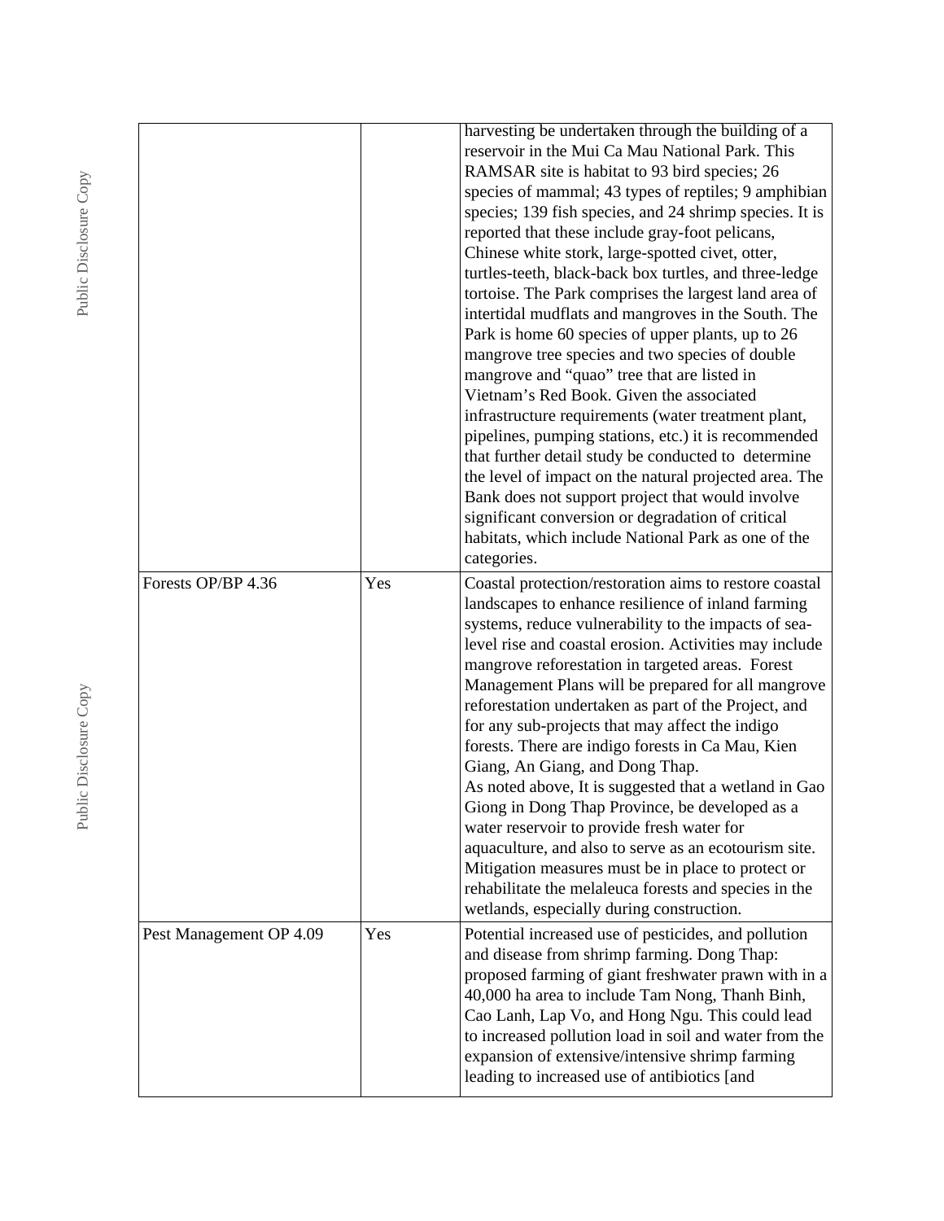| | | |
|---|---|---|
| | | harvesting be undertaken through the building of a reservoir in the Mui Ca Mau National Park. This RAMSAR site is habitat to 93 bird species; 26 species of mammal; 43 types of reptiles; 9 amphibian species; 139 fish species, and 24 shrimp species. It is reported that these include gray-foot pelicans, Chinese white stork, large-spotted civet, otter, turtles-teeth, black-back box turtles, and three-ledge tortoise. The Park comprises the largest land area of intertidal mudflats and mangroves in the South. The Park is home 60 species of upper plants, up to 26 mangrove tree species and two species of double mangrove and "quao" tree that are listed in Vietnam's Red Book. Given the associated infrastructure requirements (water treatment plant, pipelines, pumping stations, etc.) it is recommended that further detail study be conducted to determine the level of impact on the natural projected area. The Bank does not support project that would involve significant conversion or degradation of critical habitats, which include National Park as one of the categories. |
| Forests OP/BP 4.36 | Yes | Coastal protection/restoration aims to restore coastal landscapes to enhance resilience of inland farming systems, reduce vulnerability to the impacts of sea-level rise and coastal erosion. Activities may include mangrove reforestation in targeted areas. Forest Management Plans will be prepared for all mangrove reforestation undertaken as part of the Project, and for any sub-projects that may affect the indigo forests. There are indigo forests in Ca Mau, Kien Giang, An Giang, and Dong Thap.<br>As noted above, It is suggested that a wetland in Gao Giong in Dong Thap Province, be developed as a water reservoir to provide fresh water for aquaculture, and also to serve as an ecotourism site. Mitigation measures must be in place to protect or rehabilitate the melaleuca forests and species in the wetlands, especially during construction. |
| Pest Management OP 4.09 | Yes | Potential increased use of pesticides, and pollution and disease from shrimp farming. Dong Thap: proposed farming of giant freshwater prawn with in a 40,000 ha area to include Tam Nong, Thanh Binh, Cao Lanh, Lap Vo, and Hong Ngu. This could lead to increased pollution load in soil and water from the expansion of extensive/intensive shrimp farming leading to increased use of antibiotics [and |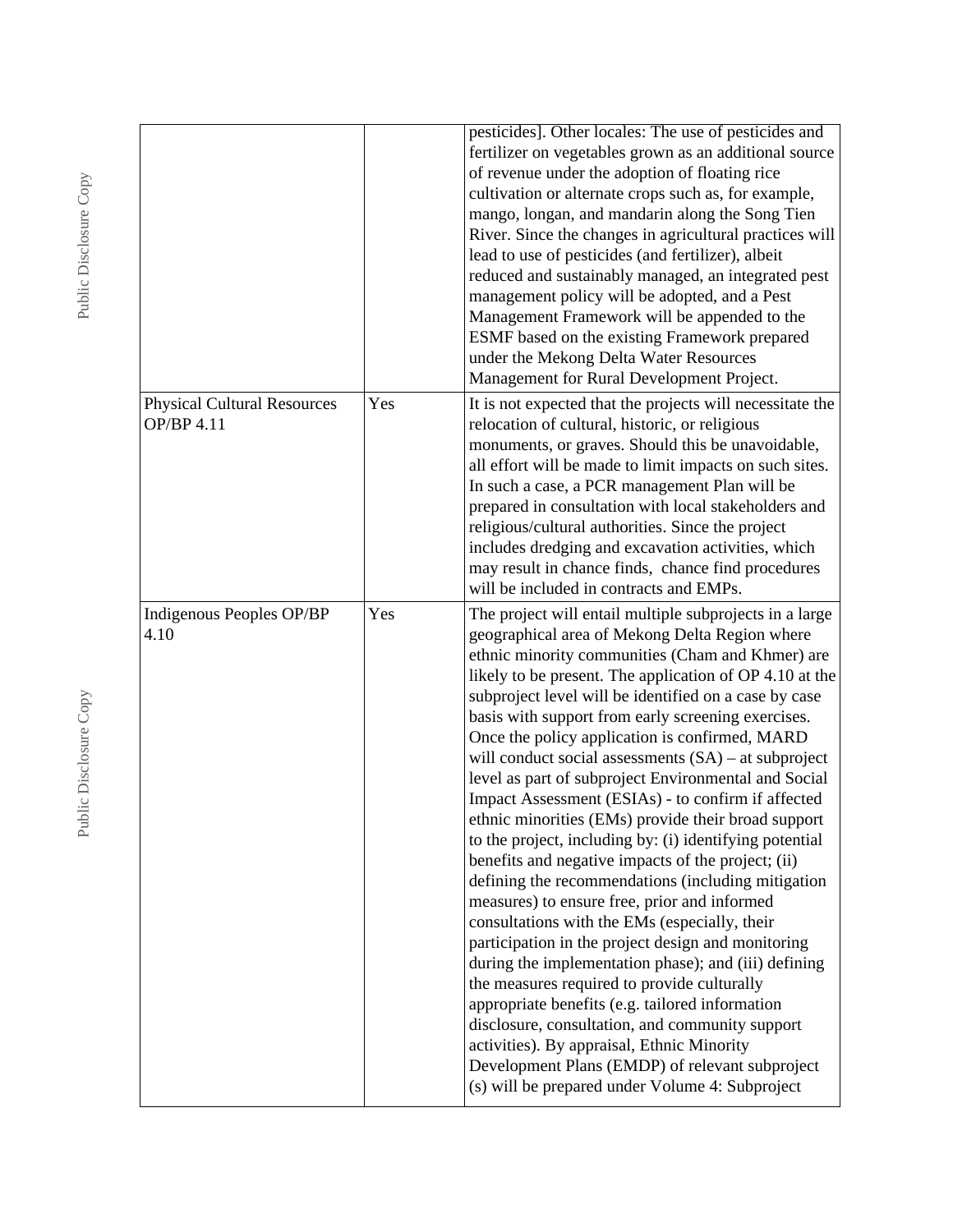| | | |
|---|---|---|
| | | pesticides]. Other locales: The use of pesticides and fertilizer on vegetables grown as an additional source of revenue under the adoption of floating rice cultivation or alternate crops such as, for example, mango, longan, and mandarin along the Song Tien River. Since the changes in agricultural practices will lead to use of pesticides (and fertilizer), albeit reduced and sustainably managed, an integrated pest management policy will be adopted, and a Pest Management Framework will be appended to the ESMF based on the existing Framework prepared under the Mekong Delta Water Resources Management for Rural Development Project. |
| Physical Cultural Resources OP/BP 4.11 | Yes | It is not expected that the projects will necessitate the relocation of cultural, historic, or religious monuments, or graves. Should this be unavoidable, all effort will be made to limit impacts on such sites. In such a case, a PCR management Plan will be prepared in consultation with local stakeholders and religious/cultural authorities. Since the project includes dredging and excavation activities, which may result in chance finds, chance find procedures will be included in contracts and EMPs. |
| Indigenous Peoples OP/BP 4.10 | Yes | The project will entail multiple subprojects in a large geographical area of Mekong Delta Region where ethnic minority communities (Cham and Khmer) are likely to be present. The application of OP 4.10 at the subproject level will be identified on a case by case basis with support from early screening exercises. Once the policy application is confirmed, MARD will conduct social assessments (SA) – at subproject level as part of subproject Environmental and Social Impact Assessment (ESIAs) - to confirm if affected ethnic minorities (EMs) provide their broad support to the project, including by: (i) identifying potential benefits and negative impacts of the project; (ii) defining the recommendations (including mitigation measures) to ensure free, prior and informed consultations with the EMs (especially, their participation in the project design and monitoring during the implementation phase); and (iii) defining the measures required to provide culturally appropriate benefits (e.g. tailored information disclosure, consultation, and community support activities). By appraisal, Ethnic Minority Development Plans (EMDP) of relevant subproject (s) will be prepared under Volume 4: Subproject |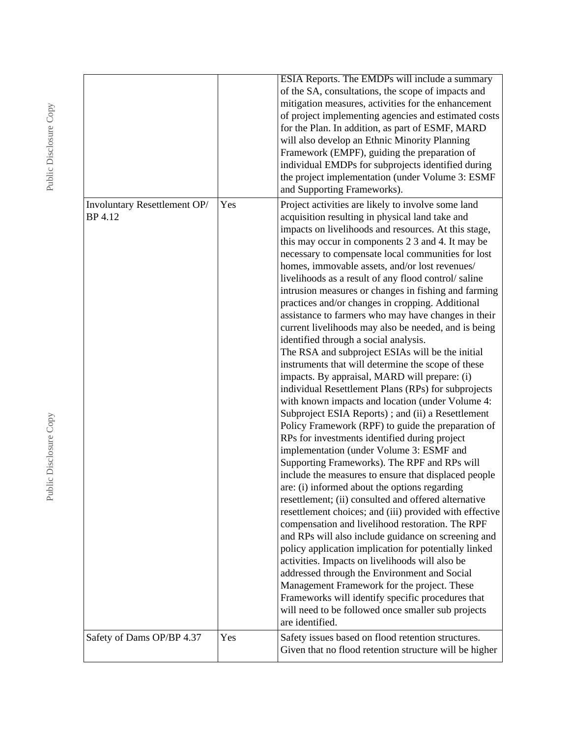| | | |
|---|---|---|
| | | ESIA Reports. The EMDPs will include a summary of the SA, consultations, the scope of impacts and mitigation measures, activities for the enhancement of project implementing agencies and estimated costs for the Plan. In addition, as part of ESMF, MARD will also develop an Ethnic Minority Planning Framework (EMPF), guiding the preparation of individual EMDPs for subprojects identified during the project implementation (under Volume 3: ESMF and Supporting Frameworks). |
| Involuntary Resettlement OP/ BP 4.12 | Yes | Project activities are likely to involve some land acquisition resulting in physical land take and impacts on livelihoods and resources. At this stage, this may occur in components 2 3 and 4. It may be necessary to compensate local communities for lost homes, immovable assets, and/or lost revenues/ livelihoods as a result of any flood control/ saline intrusion measures or changes in fishing and farming practices and/or changes in cropping. Additional assistance to farmers who may have changes in their current livelihoods may also be needed, and is being identified through a social analysis.<br>The RSA and subproject ESIAs will be the initial instruments that will determine the scope of these impacts. By appraisal, MARD will prepare: (i) individual Resettlement Plans (RPs) for subprojects with known impacts and location (under Volume 4: Subproject ESIA Reports) ; and (ii) a Resettlement Policy Framework (RPF) to guide the preparation of RPs for investments identified during project implementation (under Volume 3: ESMF and Supporting Frameworks). The RPF and RPs will include the measures to ensure that displaced people are: (i) informed about the options regarding resettlement; (ii) consulted and offered alternative resettlement choices; and (iii) provided with effective compensation and livelihood restoration. The RPF and RPs will also include guidance on screening and policy application implication for potentially linked activities. Impacts on livelihoods will also be addressed through the Environment and Social Management Framework for the project. These Frameworks will identify specific procedures that will need to be followed once smaller sub projects are identified. |
| Safety of Dams OP/BP 4.37 | Yes | Safety issues based on flood retention structures. Given that no flood retention structure will be higher |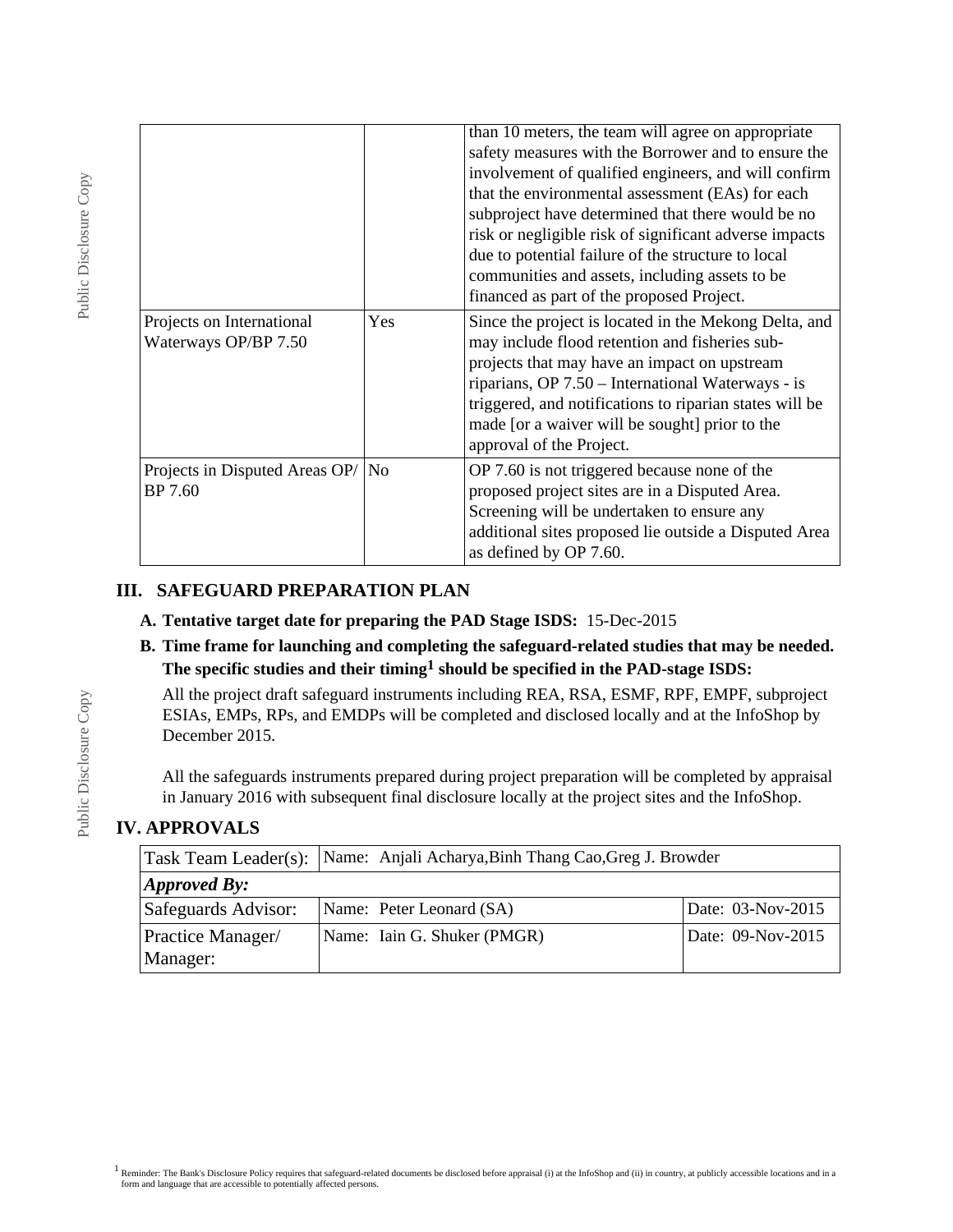| | | |
|---|---|---|
| | | than 10 meters, the team will agree on appropriate safety measures with the Borrower and to ensure the involvement of qualified engineers, and will confirm that the environmental assessment (EAs) for each subproject have determined that there would be no risk or negligible risk of significant adverse impacts due to potential failure of the structure to local communities and assets, including assets to be financed as part of the proposed Project. |
| Projects on International Waterways OP/BP 7.50 | Yes | Since the project is located in the Mekong Delta, and may include flood retention and fisheries sub-projects that may have an impact on upstream riparians, OP 7.50 – International Waterways - is triggered, and notifications to riparian states will be made [or a waiver will be sought] prior to the approval of the Project. |
| Projects in Disputed Areas OP/ BP 7.60 | No | OP 7.60 is not triggered because none of the proposed project sites are in a Disputed Area. Screening will be undertaken to ensure any additional sites proposed lie outside a Disputed Area as defined by OP 7.60. |

## III. SAFEGUARD PREPARATION PLAN

**A. Tentative target date for preparing the PAD Stage ISDS:** 15-Dec-2015

**B. Time frame for launching and completing the safeguard-related studies that may be needed. The specific studies and their timing[1] should be specified in the PAD-stage ISDS:**

All the project draft safeguard instruments including REA, RSA, ESMF, RPF, EMPF, subproject ESIAs, EMPs, RPs, and EMDPs will be completed and disclosed locally and at the InfoShop by December 2015.

All the safeguards instruments prepared during project preparation will be completed by appraisal in January 2016 with subsequent final disclosure locally at the project sites and the InfoShop.

## IV. APPROVALS

| Task Team Leader(s): | Name: Anjali Acharya,Binh Thang Cao,Greg J. Browder | |
|---|---|---|
| ***Approved By:*** | | |
| Safeguards Advisor: | Name: Peter Leonard (SA) | Date: 03-Nov-2015 |
| Practice Manager/ Manager: | Name: Iain G. Shuker (PMGR) | Date: 09-Nov-2015 |

[1] Reminder: The Bank's Disclosure Policy requires that safeguard-related documents be disclosed before appraisal (i) at the InfoShop and (ii) in country, at publicly accessible locations and in a form and language that are accessible to potentially affected persons.